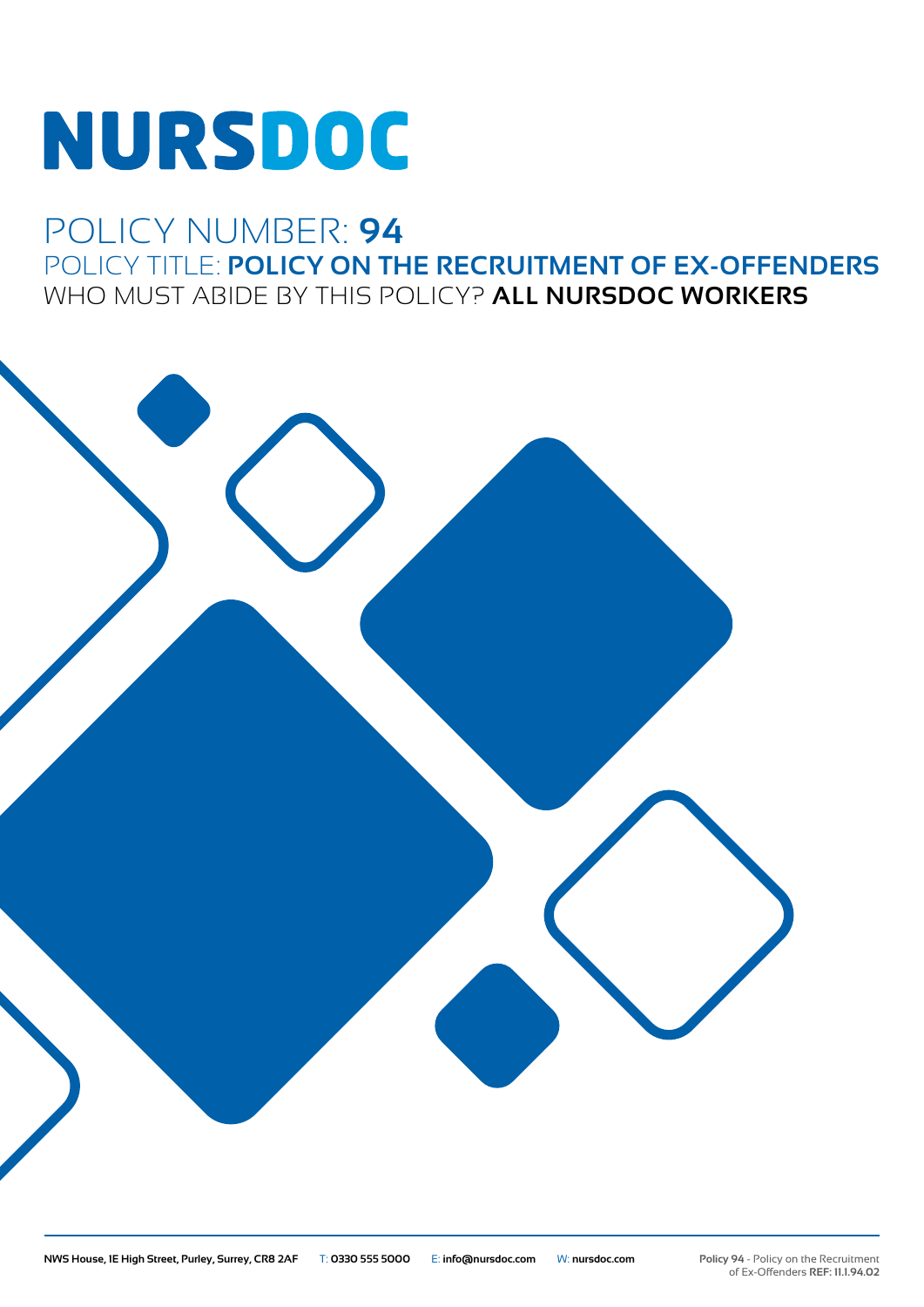# NURSDOC

POLICY NUMBER: **94**

POLICY TITLE: **POLICY ON THE RECRUITMENT OF EX-OFFENDERS**

WHO MUST ABIDE BY THIS POLICY? **ALL NURSDOC WORKERS**

**NWS House, 1E High Street, Purley, Surrey, CR8 2AF** T: **0330 555 5000** E: **info@nursdoc.com** W: **nursdoc.com**

**Policy 94** - Policy on the Recruitment of Ex-Offenders **REF: 11.1.94.02**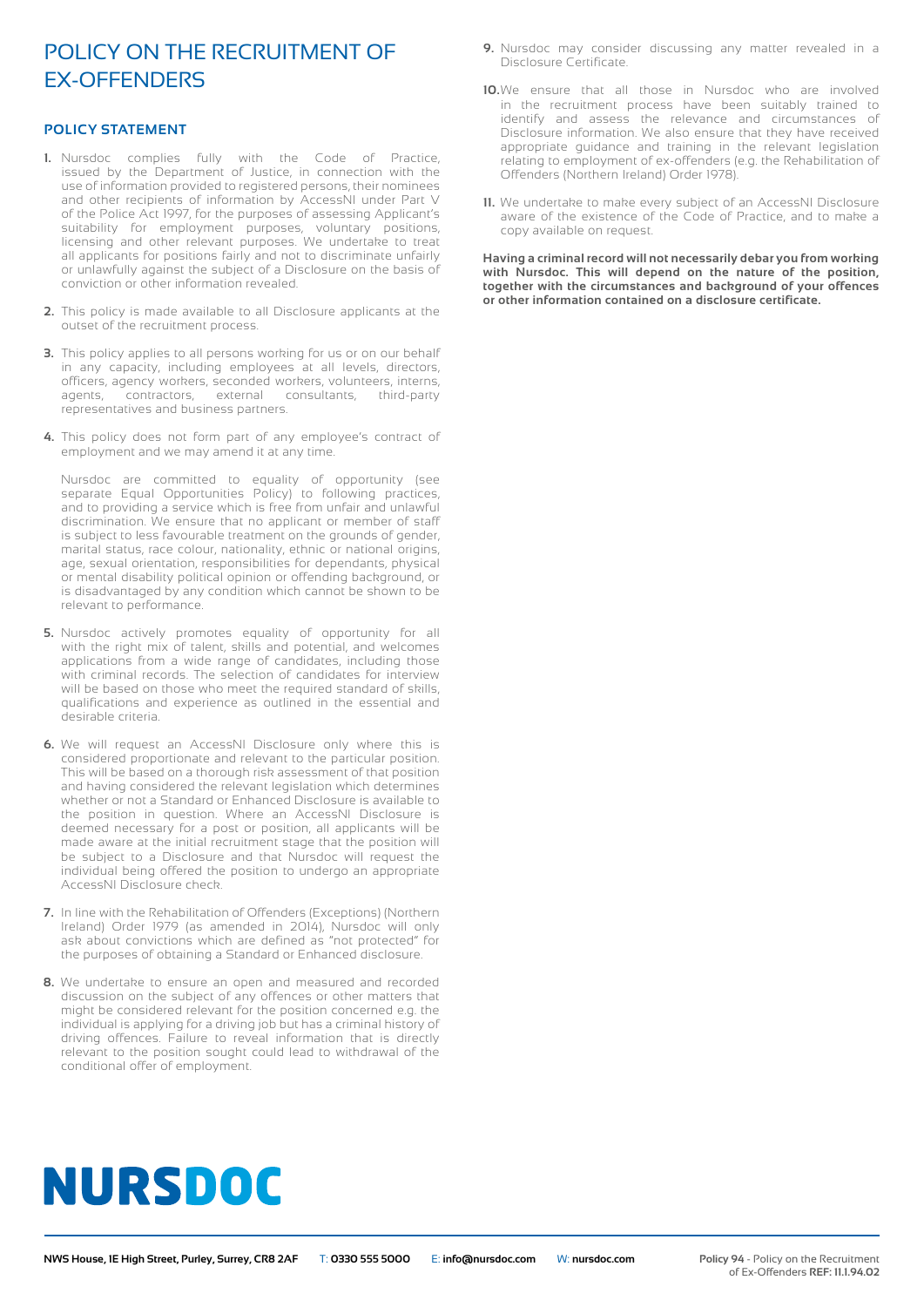# POLICY ON THE RECRUITMENT OF EX-OFFENDERS

## POLICY STATEMENT

1. Nursdoc complies fully with the Code of Practice, issued by the Department of Justice, in connection with the use of information provided to registered persons, their nominees and other recipients of information by AccessNI under Part V of the Police Act 1997, for the purposes of assessing Applicant's suitability for employment purposes, voluntary positions, licensing and other relevant purposes. We undertake to treat all applicants for positions fairly and not to discriminate unfairly or unlawfully against the subject of a Disclosure on the basis of conviction or other information revealed.

2. This policy is made available to all Disclosure applicants at the outset of the recruitment process.

3. This policy applies to all persons working for us or on our behalf in any capacity, including employees at all levels, directors, officers, agency workers, seconded workers, volunteers, interns, agents, contractors, external consultants, third-party representatives and business partners.

4. This policy does not form part of any employee's contract of employment and we may amend it at any time.

   Nursdoc are committed to equality of opportunity (see separate Equal Opportunities Policy) to following practices, and to providing a service which is free from unfair and unlawful discrimination. We ensure that no applicant or member of staff is subject to less favourable treatment on the grounds of gender, marital status, race colour, nationality, ethnic or national origins, age, sexual orientation, responsibilities for dependants, physical or mental disability political opinion or offending background, or is disadvantaged by any condition which cannot be shown to be relevant to performance.

5. Nursdoc actively promotes equality of opportunity for all with the right mix of talent, skills and potential, and welcomes applications from a wide range of candidates, including those with criminal records. The selection of candidates for interview will be based on those who meet the required standard of skills, qualifications and experience as outlined in the essential and desirable criteria.

6. We will request an AccessNI Disclosure only where this is considered proportionate and relevant to the particular position. This will be based on a thorough risk assessment of that position and having considered the relevant legislation which determines whether or not a Standard or Enhanced Disclosure is available to the position in question. Where an AccessNI Disclosure is deemed necessary for a post or position, all applicants will be made aware at the initial recruitment stage that the position will be subject to a Disclosure and that Nursdoc will request the individual being offered the position to undergo an appropriate AccessNI Disclosure check.

7. In line with the Rehabilitation of Offenders (Exceptions) (Northern Ireland) Order 1979 (as amended in 2014), Nursdoc will only ask about convictions which are defined as "not protected" for the purposes of obtaining a Standard or Enhanced disclosure.

8. We undertake to ensure an open and measured and recorded discussion on the subject of any offences or other matters that might be considered relevant for the position concerned e.g. the individual is applying for a driving job but has a criminal history of driving offences. Failure to reveal information that is directly relevant to the position sought could lead to withdrawal of the conditional offer of employment.

9. Nursdoc may consider discussing any matter revealed in a Disclosure Certificate.

10. We ensure that all those in Nursdoc who are involved in the recruitment process have been suitably trained to identify and assess the relevance and circumstances of Disclosure information. We also ensure that they have received appropriate guidance and training in the relevant legislation relating to employment of ex-offenders (e.g. the Rehabilitation of Offenders (Northern Ireland) Order 1978).

11. We undertake to make every subject of an AccessNI Disclosure aware of the existence of the Code of Practice, and to make a copy available on request.

**Having a criminal record will not necessarily debar you from working with Nursdoc. This will depend on the nature of the position, together with the circumstances and background of your offences or other information contained on a disclosure certificate.**

NURSDOC

**NWS House, 1E High Street, Purley, Surrey, CR8 2AF** T: **0330 555 5000** E: **info@nursdoc.com** W: **nursdoc.com**

**Policy 94** - Policy on the Recruitment of Ex-Offenders **REF: 11.1.94.02**